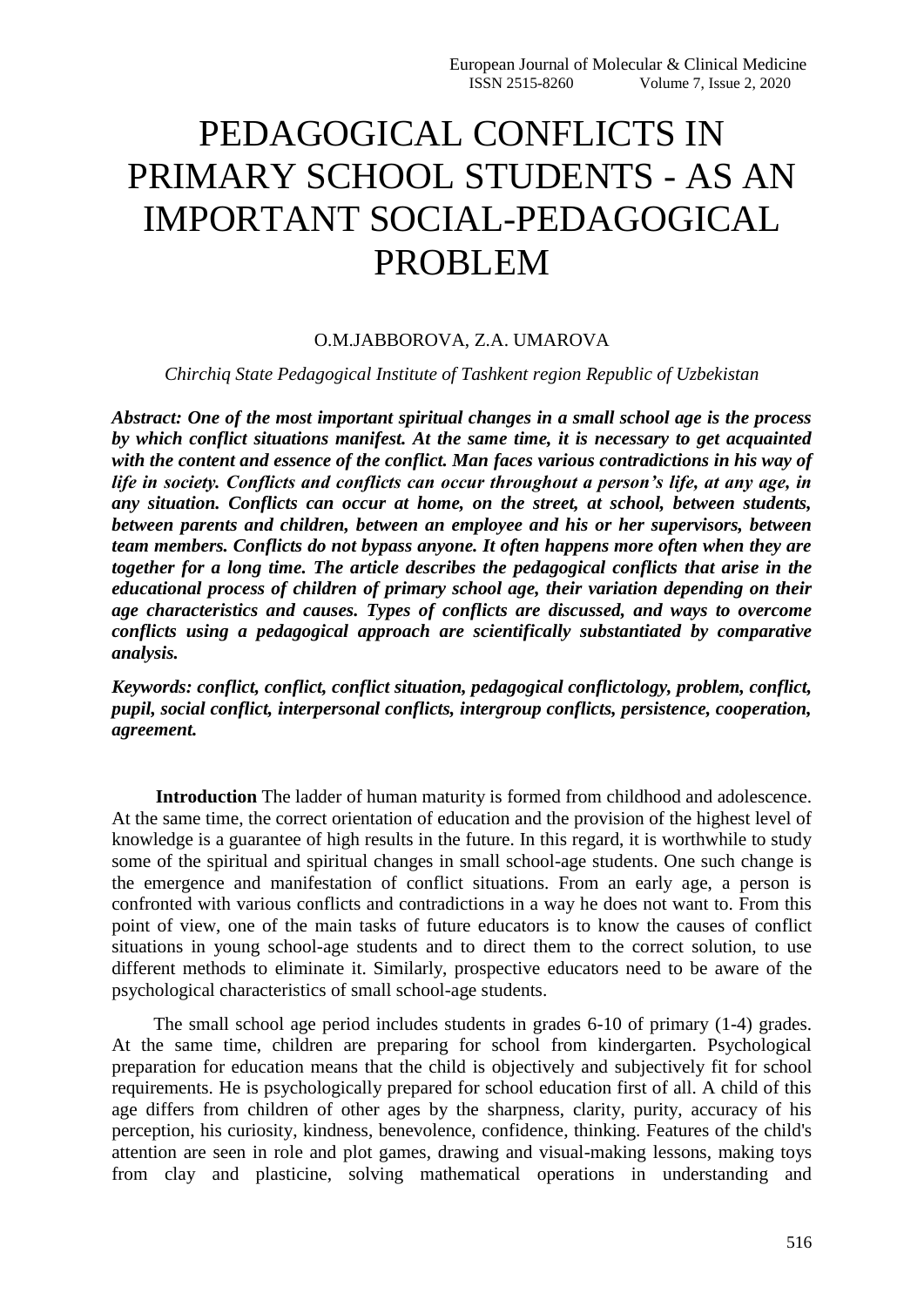# PEDAGOGICAL CONFLICTS IN PRIMARY SCHOOL STUDENTS - AS AN IMPORTANT SOCIAL-PEDAGOGICAL PROBLEM

O.M.JABBOROVA, Z.A. UMAROVA

*Chirchiq State Pedagogical Institute of Tashkent region Republic of Uzbekistan*

***Abstract: One of the most important spiritual changes in a small school age is the process by which conflict situations manifest. At the same time, it is necessary to get acquainted with the content and essence of the conflict. Man faces various contradictions in his way of life in society. Conflicts and conflicts can occur throughout a person's life, at any age, in any situation. Conflicts can occur at home, on the street, at school, between students, between parents and children, between an employee and his or her supervisors, between team members. Conflicts do not bypass anyone. It often happens more often when they are together for a long time. The article describes the pedagogical conflicts that arise in the educational process of children of primary school age, their variation depending on their age characteristics and causes. Types of conflicts are discussed, and ways to overcome conflicts using a pedagogical approach are scientifically substantiated by comparative analysis.***

***Keywords: conflict, conflict, conflict situation, pedagogical conflictology, problem, conflict, pupil, social conflict, interpersonal conflicts, intergroup conflicts, persistence, cooperation, agreement.***

**Introduction** The ladder of human maturity is formed from childhood and adolescence. At the same time, the correct orientation of education and the provision of the highest level of knowledge is a guarantee of high results in the future. In this regard, it is worthwhile to study some of the spiritual and spiritual changes in small school-age students. One such change is the emergence and manifestation of conflict situations. From an early age, a person is confronted with various conflicts and contradictions in a way he does not want to. From this point of view, one of the main tasks of future educators is to know the causes of conflict situations in young school-age students and to direct them to the correct solution, to use different methods to eliminate it. Similarly, prospective educators need to be aware of the psychological characteristics of small school-age students.

The small school age period includes students in grades 6-10 of primary (1-4) grades. At the same time, children are preparing for school from kindergarten. Psychological preparation for education means that the child is objectively and subjectively fit for school requirements. He is psychologically prepared for school education first of all. A child of this age differs from children of other ages by the sharpness, clarity, purity, accuracy of his perception, his curiosity, kindness, benevolence, confidence, thinking. Features of the child's attention are seen in role and plot games, drawing and visual-making lessons, making toys from clay and plasticine, solving mathematical operations in understanding and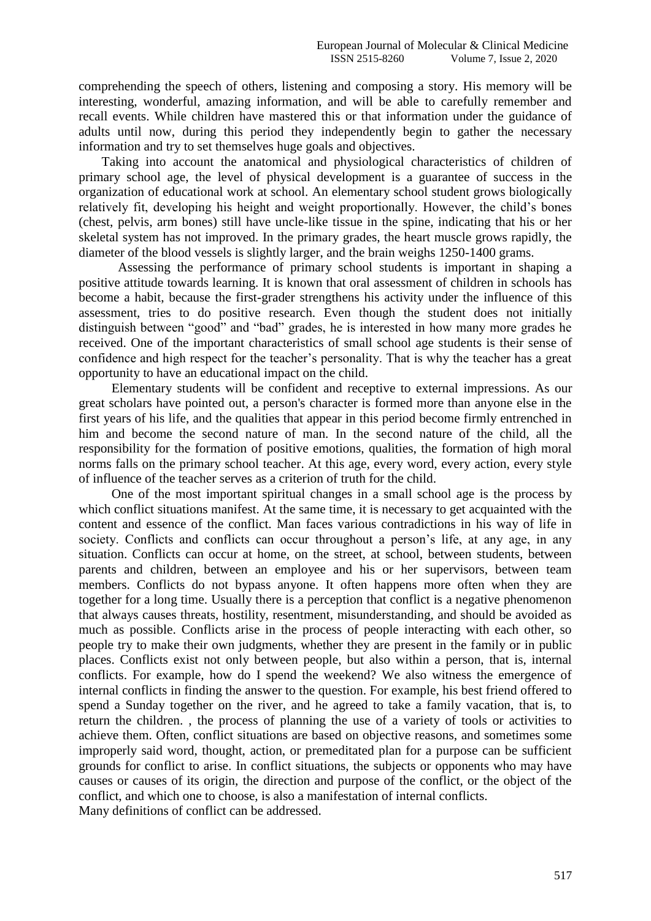comprehending the speech of others, listening and composing a story. His memory will be interesting, wonderful, amazing information, and will be able to carefully remember and recall events. While children have mastered this or that information under the guidance of adults until now, during this period they independently begin to gather the necessary information and try to set themselves huge goals and objectives.

Taking into account the anatomical and physiological characteristics of children of primary school age, the level of physical development is a guarantee of success in the organization of educational work at school. An elementary school student grows biologically relatively fit, developing his height and weight proportionally. However, the child's bones (chest, pelvis, arm bones) still have uncle-like tissue in the spine, indicating that his or her skeletal system has not improved. In the primary grades, the heart muscle grows rapidly, the diameter of the blood vessels is slightly larger, and the brain weighs 1250-1400 grams.

Assessing the performance of primary school students is important in shaping a positive attitude towards learning. It is known that oral assessment of children in schools has become a habit, because the first-grader strengthens his activity under the influence of this assessment, tries to do positive research. Even though the student does not initially distinguish between "good" and "bad" grades, he is interested in how many more grades he received. One of the important characteristics of small school age students is their sense of confidence and high respect for the teacher's personality. That is why the teacher has a great opportunity to have an educational impact on the child.

Elementary students will be confident and receptive to external impressions. As our great scholars have pointed out, a person's character is formed more than anyone else in the first years of his life, and the qualities that appear in this period become firmly entrenched in him and become the second nature of man. In the second nature of the child, all the responsibility for the formation of positive emotions, qualities, the formation of high moral norms falls on the primary school teacher. At this age, every word, every action, every style of influence of the teacher serves as a criterion of truth for the child.

One of the most important spiritual changes in a small school age is the process by which conflict situations manifest. At the same time, it is necessary to get acquainted with the content and essence of the conflict. Man faces various contradictions in his way of life in society. Conflicts and conflicts can occur throughout a person's life, at any age, in any situation. Conflicts can occur at home, on the street, at school, between students, between parents and children, between an employee and his or her supervisors, between team members. Conflicts do not bypass anyone. It often happens more often when they are together for a long time. Usually there is a perception that conflict is a negative phenomenon that always causes threats, hostility, resentment, misunderstanding, and should be avoided as much as possible. Conflicts arise in the process of people interacting with each other, so people try to make their own judgments, whether they are present in the family or in public places. Conflicts exist not only between people, but also within a person, that is, internal conflicts. For example, how do I spend the weekend? We also witness the emergence of internal conflicts in finding the answer to the question. For example, his best friend offered to spend a Sunday together on the river, and he agreed to take a family vacation, that is, to return the children. , the process of planning the use of a variety of tools or activities to achieve them. Often, conflict situations are based on objective reasons, and sometimes some improperly said word, thought, action, or premeditated plan for a purpose can be sufficient grounds for conflict to arise. In conflict situations, the subjects or opponents who may have causes or causes of its origin, the direction and purpose of the conflict, or the object of the conflict, and which one to choose, is also a manifestation of internal conflicts.

Many definitions of conflict can be addressed.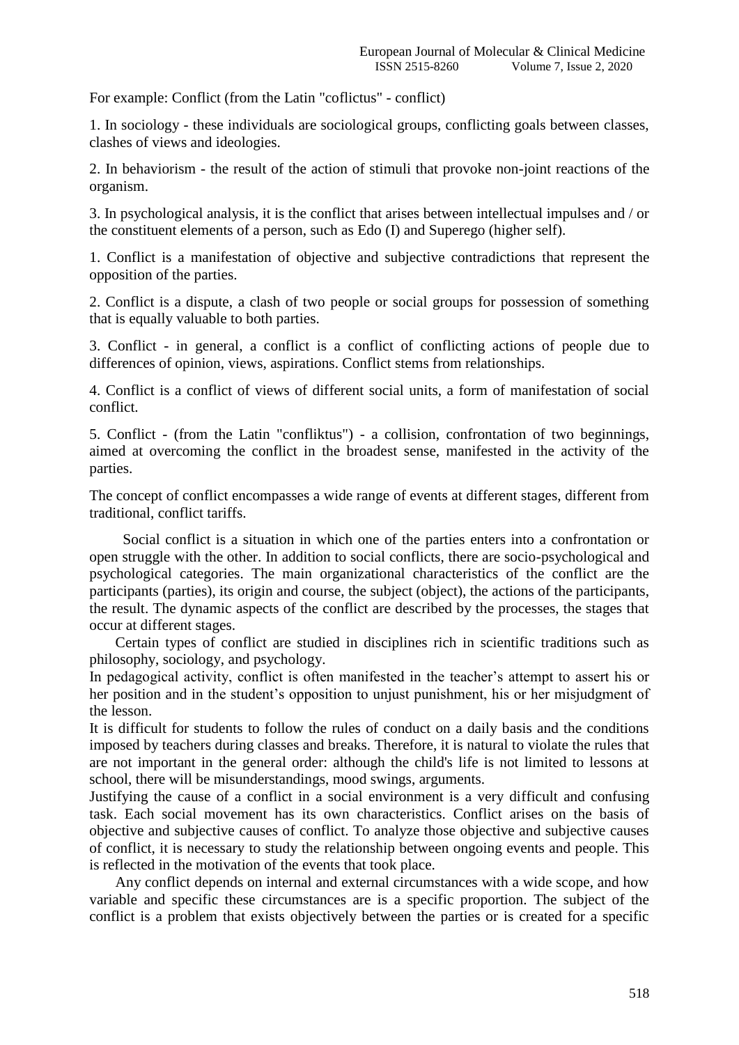For example: Conflict (from the Latin "coflictus" - conflict)

1. In sociology - these individuals are sociological groups, conflicting goals between classes, clashes of views and ideologies.

2. In behaviorism - the result of the action of stimuli that provoke non-joint reactions of the organism.

3. In psychological analysis, it is the conflict that arises between intellectual impulses and / or the constituent elements of a person, such as Edo (I) and Superego (higher self).

1. Conflict is a manifestation of objective and subjective contradictions that represent the opposition of the parties.

2. Conflict is a dispute, a clash of two people or social groups for possession of something that is equally valuable to both parties.

3. Conflict - in general, a conflict is a conflict of conflicting actions of people due to differences of opinion, views, aspirations. Conflict stems from relationships.

4. Conflict is a conflict of views of different social units, a form of manifestation of social conflict.

5. Conflict - (from the Latin "confliktus") - a collision, confrontation of two beginnings, aimed at overcoming the conflict in the broadest sense, manifested in the activity of the parties.

The concept of conflict encompasses a wide range of events at different stages, different from traditional, conflict tariffs.

Social conflict is a situation in which one of the parties enters into a confrontation or open struggle with the other. In addition to social conflicts, there are socio-psychological and psychological categories. The main organizational characteristics of the conflict are the participants (parties), its origin and course, the subject (object), the actions of the participants, the result. The dynamic aspects of the conflict are described by the processes, the stages that occur at different stages.

Certain types of conflict are studied in disciplines rich in scientific traditions such as philosophy, sociology, and psychology.

In pedagogical activity, conflict is often manifested in the teacher's attempt to assert his or her position and in the student's opposition to unjust punishment, his or her misjudgment of the lesson.

It is difficult for students to follow the rules of conduct on a daily basis and the conditions imposed by teachers during classes and breaks. Therefore, it is natural to violate the rules that are not important in the general order: although the child's life is not limited to lessons at school, there will be misunderstandings, mood swings, arguments.

Justifying the cause of a conflict in a social environment is a very difficult and confusing task. Each social movement has its own characteristics. Conflict arises on the basis of objective and subjective causes of conflict. To analyze those objective and subjective causes of conflict, it is necessary to study the relationship between ongoing events and people. This is reflected in the motivation of the events that took place.

Any conflict depends on internal and external circumstances with a wide scope, and how variable and specific these circumstances are is a specific proportion. The subject of the conflict is a problem that exists objectively between the parties or is created for a specific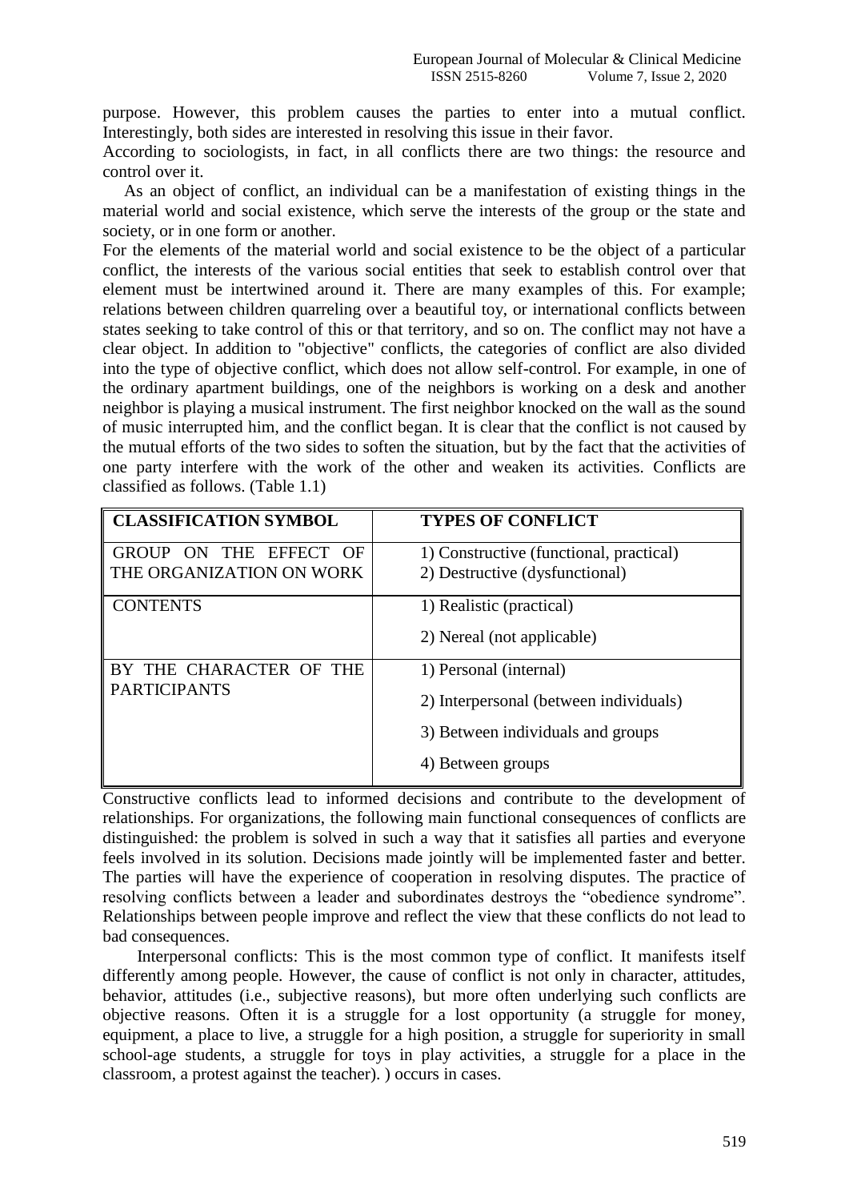purpose. However, this problem causes the parties to enter into a mutual conflict. Interestingly, both sides are interested in resolving this issue in their favor.

According to sociologists, in fact, in all conflicts there are two things: the resource and control over it.

As an object of conflict, an individual can be a manifestation of existing things in the material world and social existence, which serve the interests of the group or the state and society, or in one form or another.

For the elements of the material world and social existence to be the object of a particular conflict, the interests of the various social entities that seek to establish control over that element must be intertwined around it. There are many examples of this. For example; relations between children quarreling over a beautiful toy, or international conflicts between states seeking to take control of this or that territory, and so on. The conflict may not have a clear object. In addition to "objective" conflicts, the categories of conflict are also divided into the type of objective conflict, which does not allow self-control. For example, in one of the ordinary apartment buildings, one of the neighbors is working on a desk and another neighbor is playing a musical instrument. The first neighbor knocked on the wall as the sound of music interrupted him, and the conflict began. It is clear that the conflict is not caused by the mutual efforts of the two sides to soften the situation, but by the fact that the activities of one party interfere with the work of the other and weaken its activities. Conflicts are classified as follows. (Table 1.1)

| CLASSIFICATION SYMBOL | TYPES OF CONFLICT |
|---|---|
| GROUP ON THE EFFECT OF THE ORGANIZATION ON WORK | 1) Constructive (functional, practical)<br>2) Destructive (dysfunctional) |
| CONTENTS | 1) Realistic (practical)<br>2) Nereal (not applicable) |
| BY THE CHARACTER OF THE PARTICIPANTS | 1) Personal (internal)<br>2) Interpersonal (between individuals)<br>3) Between individuals and groups<br>4) Between groups |

Constructive conflicts lead to informed decisions and contribute to the development of relationships. For organizations, the following main functional consequences of conflicts are distinguished: the problem is solved in such a way that it satisfies all parties and everyone feels involved in its solution. Decisions made jointly will be implemented faster and better. The parties will have the experience of cooperation in resolving disputes. The practice of resolving conflicts between a leader and subordinates destroys the "obedience syndrome". Relationships between people improve and reflect the view that these conflicts do not lead to bad consequences.

Interpersonal conflicts: This is the most common type of conflict. It manifests itself differently among people. However, the cause of conflict is not only in character, attitudes, behavior, attitudes (i.e., subjective reasons), but more often underlying such conflicts are objective reasons. Often it is a struggle for a lost opportunity (a struggle for money, equipment, a place to live, a struggle for a high position, a struggle for superiority in small school-age students, a struggle for toys in play activities, a struggle for a place in the classroom, a protest against the teacher). ) occurs in cases.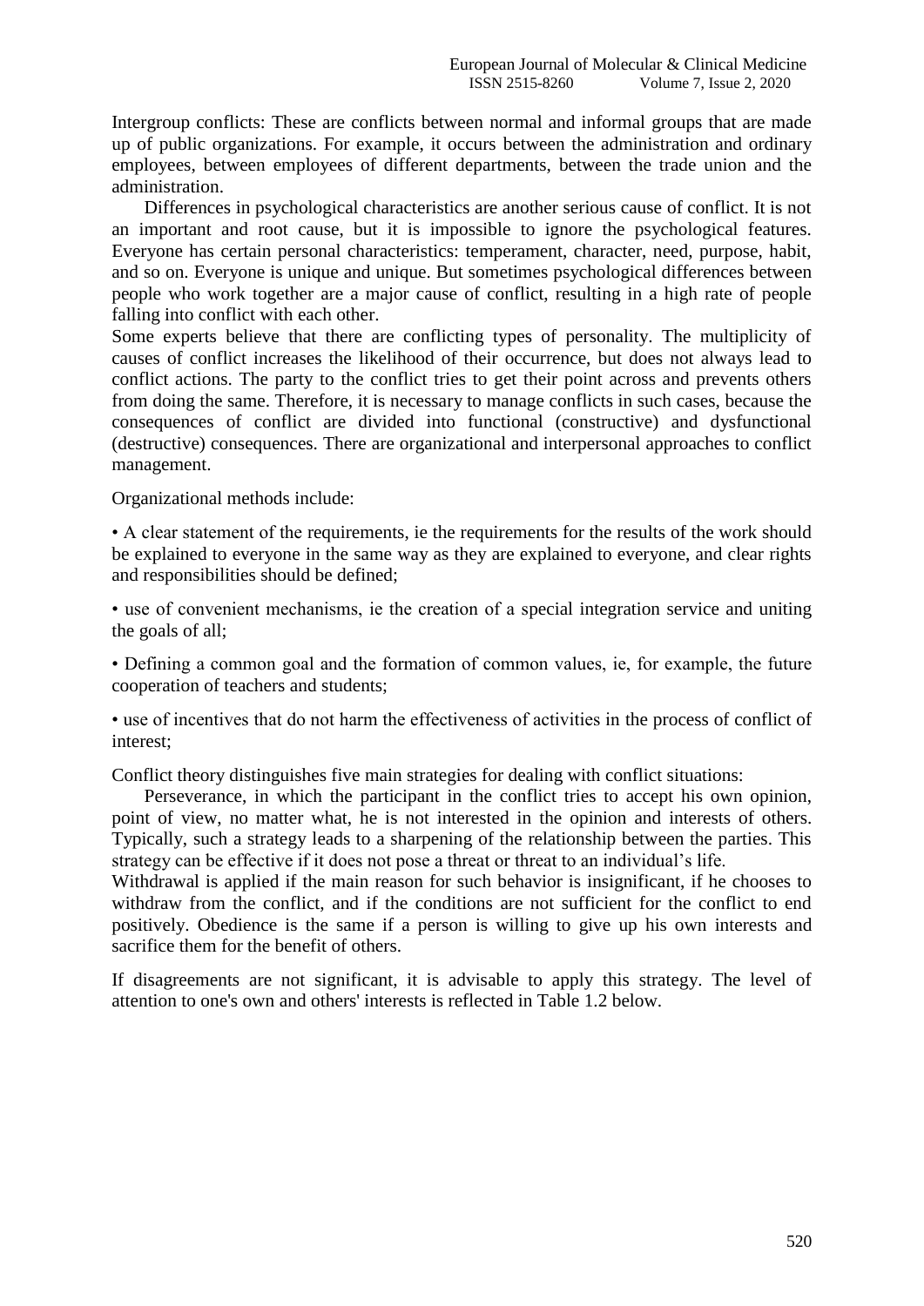Intergroup conflicts: These are conflicts between normal and informal groups that are made up of public organizations. For example, it occurs between the administration and ordinary employees, between employees of different departments, between the trade union and the administration.

Differences in psychological characteristics are another serious cause of conflict. It is not an important and root cause, but it is impossible to ignore the psychological features. Everyone has certain personal characteristics: temperament, character, need, purpose, habit, and so on. Everyone is unique and unique. But sometimes psychological differences between people who work together are a major cause of conflict, resulting in a high rate of people falling into conflict with each other.

Some experts believe that there are conflicting types of personality. The multiplicity of causes of conflict increases the likelihood of their occurrence, but does not always lead to conflict actions. The party to the conflict tries to get their point across and prevents others from doing the same. Therefore, it is necessary to manage conflicts in such cases, because the consequences of conflict are divided into functional (constructive) and dysfunctional (destructive) consequences. There are organizational and interpersonal approaches to conflict management.

Organizational methods include:

- A clear statement of the requirements, ie the requirements for the results of the work should be explained to everyone in the same way as they are explained to everyone, and clear rights and responsibilities should be defined;

- use of convenient mechanisms, ie the creation of a special integration service and uniting the goals of all;

- Defining a common goal and the formation of common values, ie, for example, the future cooperation of teachers and students;

- use of incentives that do not harm the effectiveness of activities in the process of conflict of interest;

Conflict theory distinguishes five main strategies for dealing with conflict situations:

Perseverance, in which the participant in the conflict tries to accept his own opinion, point of view, no matter what, he is not interested in the opinion and interests of others. Typically, such a strategy leads to a sharpening of the relationship between the parties. This strategy can be effective if it does not pose a threat or threat to an individual's life.

Withdrawal is applied if the main reason for such behavior is insignificant, if he chooses to withdraw from the conflict, and if the conditions are not sufficient for the conflict to end positively. Obedience is the same if a person is willing to give up his own interests and sacrifice them for the benefit of others.

If disagreements are not significant, it is advisable to apply this strategy. The level of attention to one's own and others' interests is reflected in Table 1.2 below.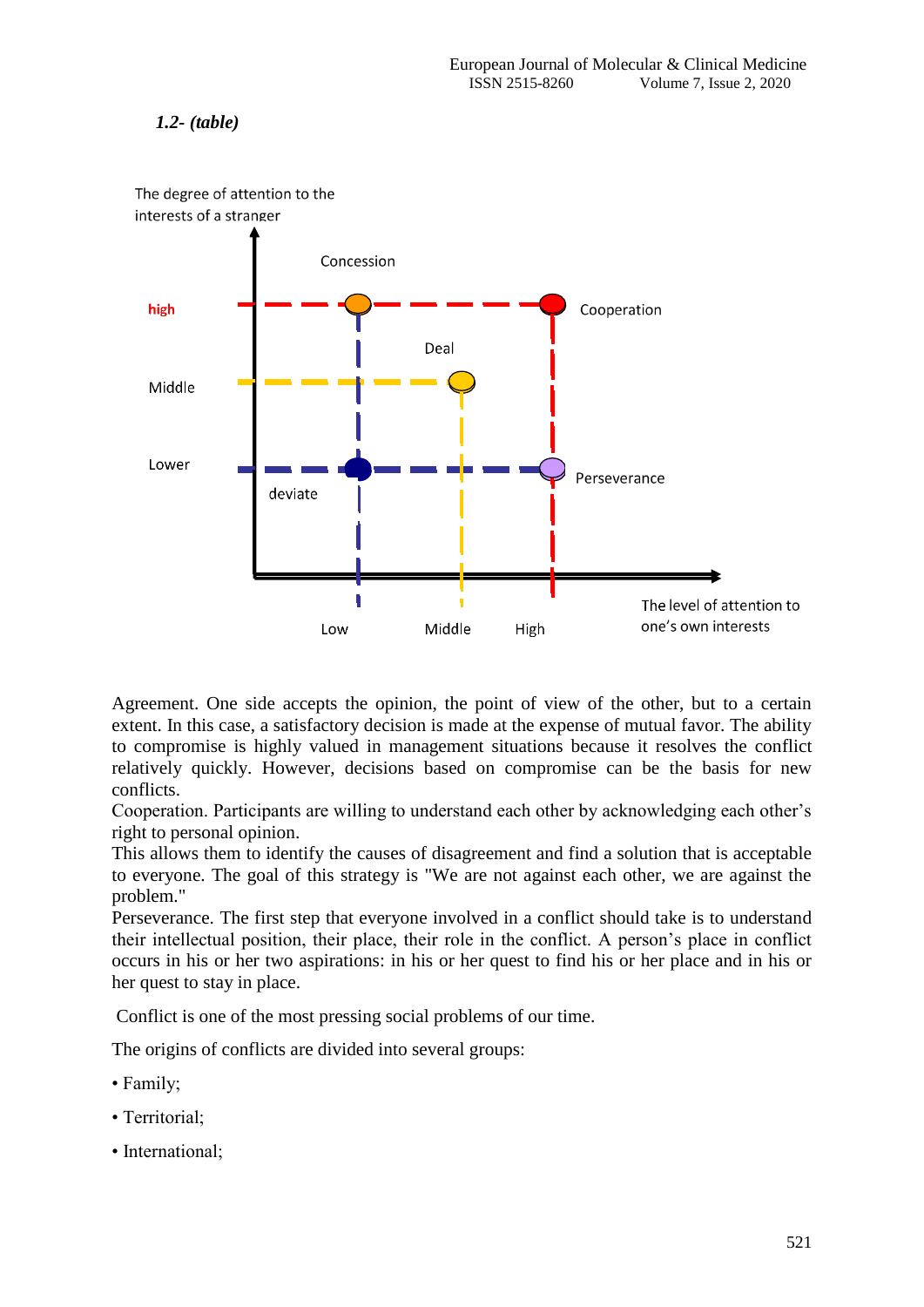***1.2- (table)***

The degree of attention to the interests of a stranger

| | Low | Middle | High |
|---|---|---|---|
| high | Concession | | Cooperation |
| Middle | | Deal | |
| Lower | deviate | | Perseverance |

The level of attention to one's own interests

Agreement. One side accepts the opinion, the point of view of the other, but to a certain extent. In this case, a satisfactory decision is made at the expense of mutual favor. The ability to compromise is highly valued in management situations because it resolves the conflict relatively quickly. However, decisions based on compromise can be the basis for new conflicts.

Cooperation. Participants are willing to understand each other by acknowledging each other's right to personal opinion.

This allows them to identify the causes of disagreement and find a solution that is acceptable to everyone. The goal of this strategy is "We are not against each other, we are against the problem."

Perseverance. The first step that everyone involved in a conflict should take is to understand their intellectual position, their place, their role in the conflict. A person's place in conflict occurs in his or her two aspirations: in his or her quest to find his or her place and in his or her quest to stay in place.

Conflict is one of the most pressing social problems of our time.

The origins of conflicts are divided into several groups:

- Family;
- Territorial;
- International;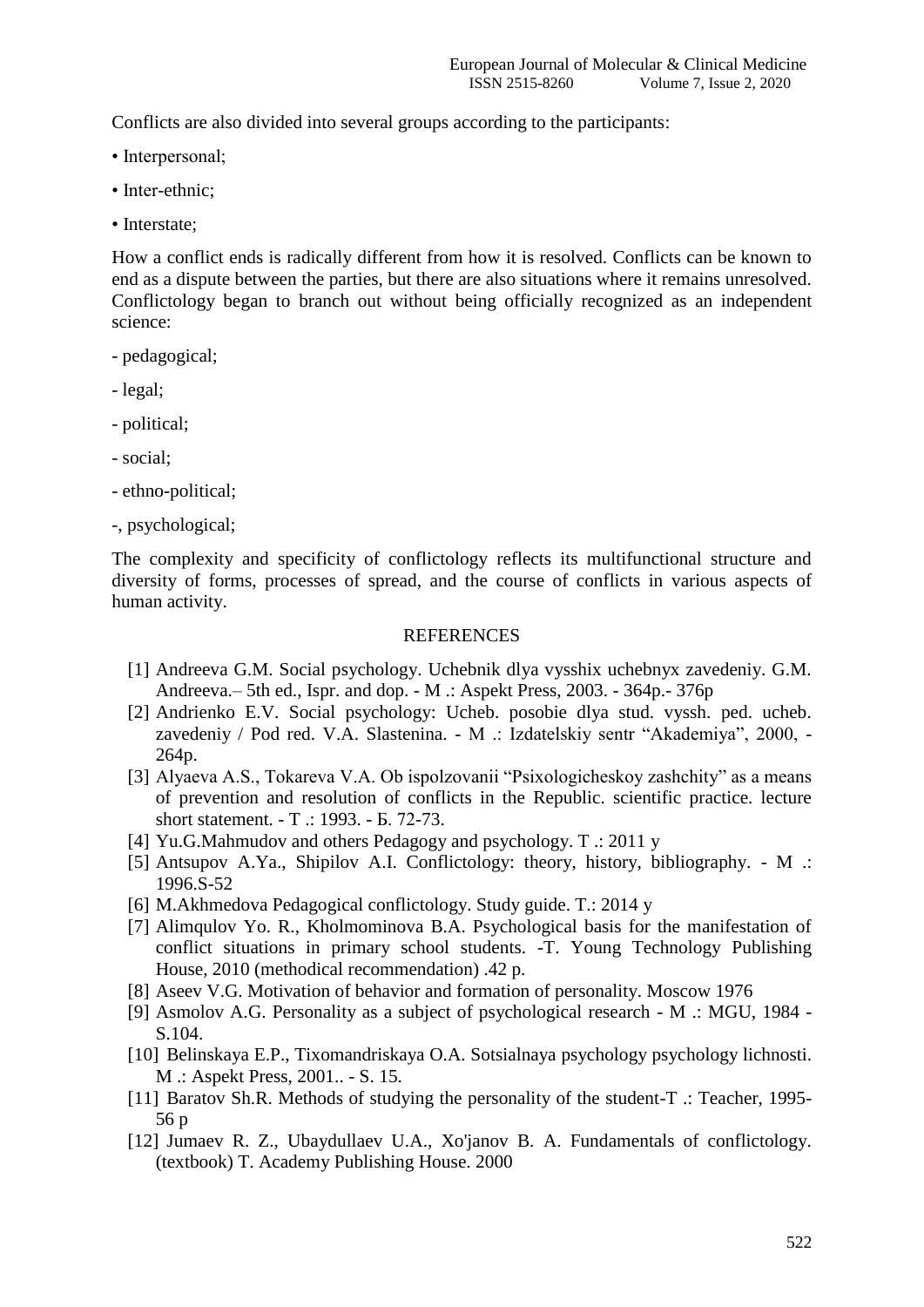Conflicts are also divided into several groups according to the participants:

• Interpersonal;

• Inter-ethnic;

• Interstate;

How a conflict ends is radically different from how it is resolved. Conflicts can be known to end as a dispute between the parties, but there are also situations where it remains unresolved. Conflictology began to branch out without being officially recognized as an independent science:

- pedagogical;

- legal;

- political;

- social;

- ethno-political;

-, psychological;

The complexity and specificity of conflictology reflects its multifunctional structure and diversity of forms, processes of spread, and the course of conflicts in various aspects of human activity.

## REFERENCES

[1] Andreeva G.M. Social psychology. Uchebnik dlya vysshix uchebnyx zavedeniy. G.M. Andreeva.– 5th ed., Ispr. and dop. - M .: Aspekt Press, 2003. - 364p.- 376p

[2] Andrienko E.V. Social psychology: Ucheb. posobie dlya stud. vyssh. ped. ucheb. zavedeniy / Pod red. V.A. Slastenina. - M .: Izdatelskiy sentr "Akademiya", 2000, - 264p.

[3] Alyaeva A.S., Tokareva V.A. Ob ispolzovanii "Psixologicheskoy zashchity" as a means of prevention and resolution of conflicts in the Republic. scientific practice. lecture short statement. - T .: 1993. - Б. 72-73.

[4] Yu.G.Mahmudov and others Pedagogy and psychology. T .: 2011 y

[5] Antsupov A.Ya., Shipilov A.I. Conflictology: theory, history, bibliography. - M .: 1996.S-52

[6] M.Akhmedova Pedagogical conflictology. Study guide. T.: 2014 y

[7] Alimqulov Yo. R., Kholmominova B.A. Psychological basis for the manifestation of conflict situations in primary school students. -T. Young Technology Publishing House, 2010 (methodical recommendation) .42 p.

[8] Aseev V.G. Motivation of behavior and formation of personality. Moscow 1976

[9] Asmolov A.G. Personality as a subject of psychological research - M .: MGU, 1984 - S.104.

[10] Belinskaya E.P., Tixomandriskaya O.A. Sotsialnaya psychology psychology lichnosti. M .: Aspekt Press, 2001.. - S. 15.

[11] Baratov Sh.R. Methods of studying the personality of the student-T .: Teacher, 1995- 56 p

[12] Jumaev R. Z., Ubaydullaev U.A., Xo'janov B. A. Fundamentals of conflictology. (textbook) T. Academy Publishing House. 2000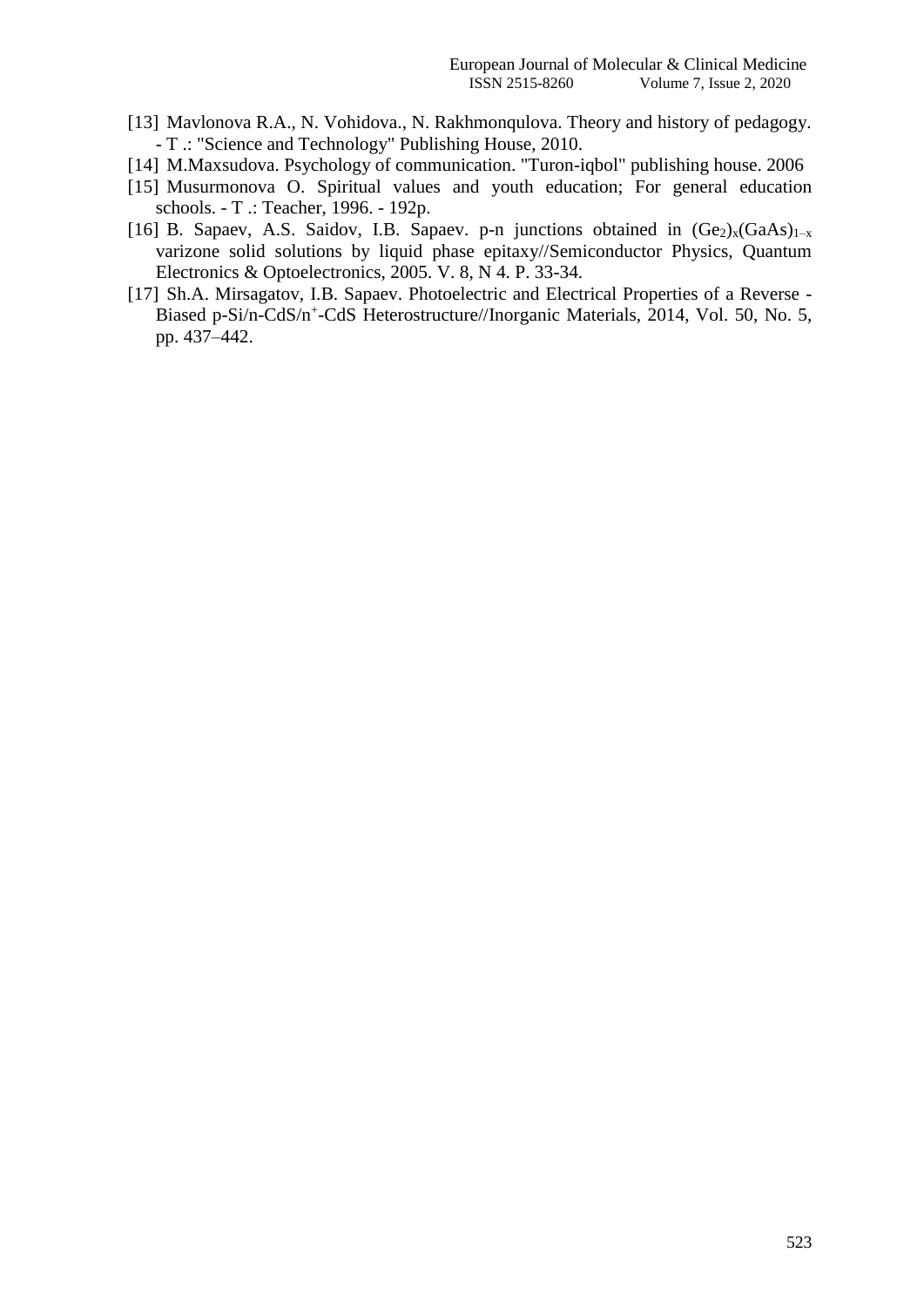[13] Mavlonova R.A., N. Vohidova., N. Rakhmonqulova. Theory and history of pedagogy. - T .: "Science and Technology" Publishing House, 2010.

[14] M.Maxsudova. Psychology of communication. "Turon-iqbol" publishing house. 2006

[15] Musurmonova O. Spiritual values and youth education; For general education schools. - T .: Teacher, 1996. - 192p.

[16] B. Sapaev, A.S. Saidov, I.B. Sapaev. p-n junctions obtained in $(Ge_2)_x(GaAs)_{1-x}$ varizone solid solutions by liquid phase epitaxy//Semiconductor Physics, Quantum Electronics & Optoelectronics, 2005. V. 8, N 4. P. 33-34.

[17] Sh.A. Mirsagatov, I.B. Sapaev. Photoelectric and Electrical Properties of a Reverse - Biased p-Si/n-CdS/$n^+$-CdS Heterostructure//Inorganic Materials, 2014, Vol. 50, No. 5, pp. 437–442.